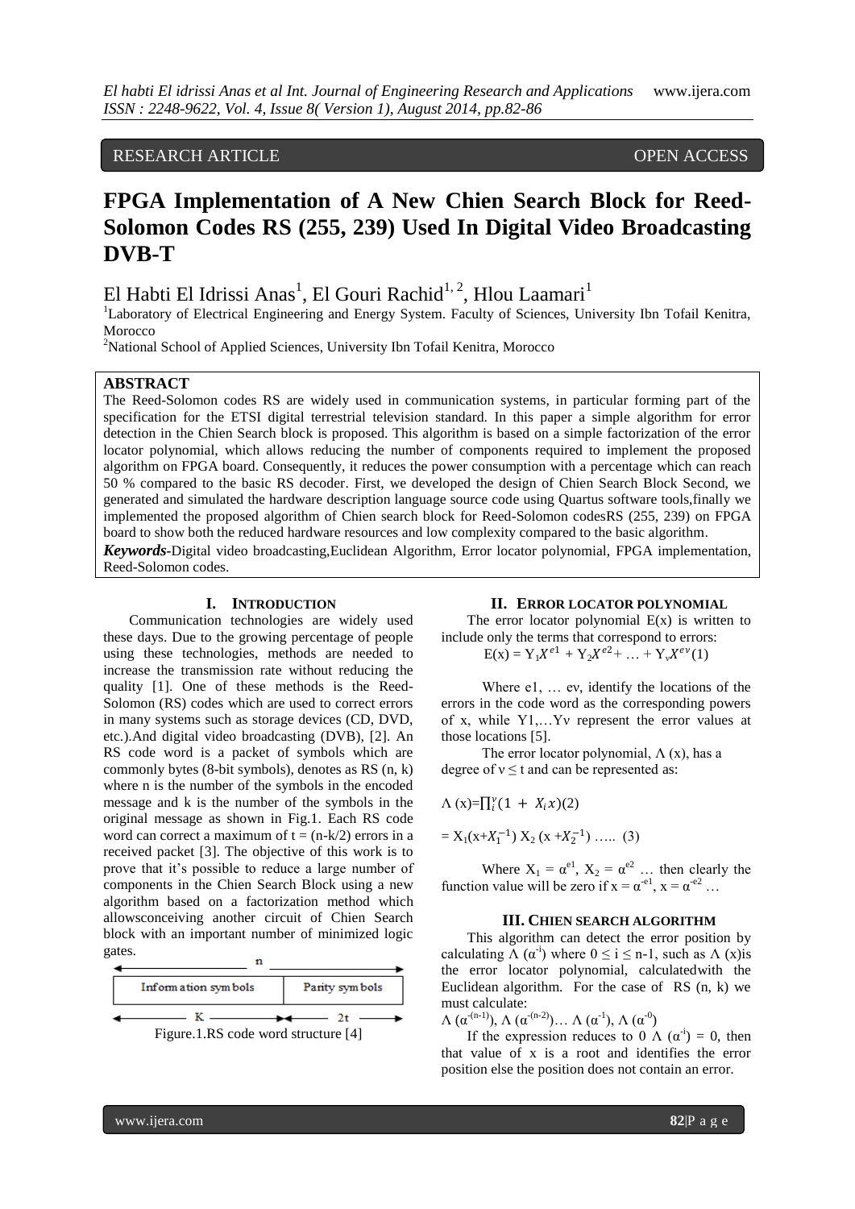RESEARCH ARTICLE OPEN ACCESS

# FPGA Implementation of A New Chien Search Block for Reed-Solomon Codes RS (255, 239) Used In Digital Video Broadcasting DVB-T

El Habti El Idrissi Anas[1], El Gouri Rachid[1, 2], Hlou Laamari[1]

[1]Laboratory of Electrical Engineering and Energy System. Faculty of Sciences, University Ibn Tofail Kenitra, Morocco

[2]National School of Applied Sciences, University Ibn Tofail Kenitra, Morocco

## ABSTRACT

The Reed-Solomon codes RS are widely used in communication systems, in particular forming part of the specification for the ETSI digital terrestrial television standard. In this paper a simple algorithm for error detection in the Chien Search block is proposed. This algorithm is based on a simple factorization of the error locator polynomial, which allows reducing the number of components required to implement the proposed algorithm on FPGA board. Consequently, it reduces the power consumption with a percentage which can reach 50 % compared to the basic RS decoder. First, we developed the design of Chien Search Block Second, we generated and simulated the hardware description language source code using Quartus software tools,finally we implemented the proposed algorithm of Chien search block for Reed-Solomon codesRS (255, 239) on FPGA board to show both the reduced hardware resources and low complexity compared to the basic algorithm.

***Keywords*-**Digital video broadcasting,Euclidean Algorithm, Error locator polynomial, FPGA implementation, Reed-Solomon codes.

## I. INTRODUCTION

Communication technologies are widely used these days. Due to the growing percentage of people using these technologies, methods are needed to increase the transmission rate without reducing the quality [1]. One of these methods is the Reed-Solomon (RS) codes which are used to correct errors in many systems such as storage devices (CD, DVD, etc.).And digital video broadcasting (DVB), [2]. An RS code word is a packet of symbols which are commonly bytes (8-bit symbols), denotes as RS (n, k) where n is the number of the symbols in the encoded message and k is the number of the symbols in the original message as shown in Fig.1. Each RS code word can correct a maximum of t = (n-k/2) errors in a received packet [3]. The objective of this work is to prove that it's possible to reduce a large number of components in the Chien Search Block using a new algorithm based on a factorization method which allowsconceiving another circuit of Chien Search block with an important number of minimized logic gates.

| n | |
|---|---|
| Information symbols | Parity symbols |
| K | 2t |

Figure.1.RS code word structure [4]

## II. ERROR LOCATOR POLYNOMIAL

The error locator polynomial E(x) is written to include only the terms that correspond to errors:

$$E(x) = Y_1X^{e1} + Y_2X^{e2} + \ldots + Y_vX^{ev} \quad (1)$$

Where e1, … ev, identify the locations of the errors in the code word as the corresponding powers of x, while Y1,…Yv represent the error values at those locations [5].

The error locator polynomial, $\Lambda$ (x), has a degree of $v \leq t$ and can be represented as:

$$\Lambda(x) = \prod_i^v (1 + X_i x) \quad (2)$$

$$= X_1(x + X_1^{-1})\, X_2\,(x + X_2^{-1}) \; \ldots\ldots \quad (3)$$

Where $X_1 = \alpha^{e1}$, $X_2 = \alpha^{e2}$ … then clearly the function value will be zero if $x = \alpha^{-e1}$, $x = \alpha^{-e2}$ …

## III. CHIEN SEARCH ALGORITHM

This algorithm can detect the error position by calculating $\Lambda(\alpha^{-i})$ where $0 \leq i \leq n-1$, such as $\Lambda$ (x)is the error locator polynomial, calculatedwith the Euclidean algorithm. For the case of RS (n, k) we must calculate:

$\Lambda(\alpha^{-(n-1)}), \Lambda(\alpha^{-(n-2)}) \ldots \Lambda(\alpha^{-1}), \Lambda(\alpha^{-0})$

If the expression reduces to 0 $\Lambda(\alpha^{-i}) = 0$, then that value of x is a root and identifies the error position else the position does not contain an error.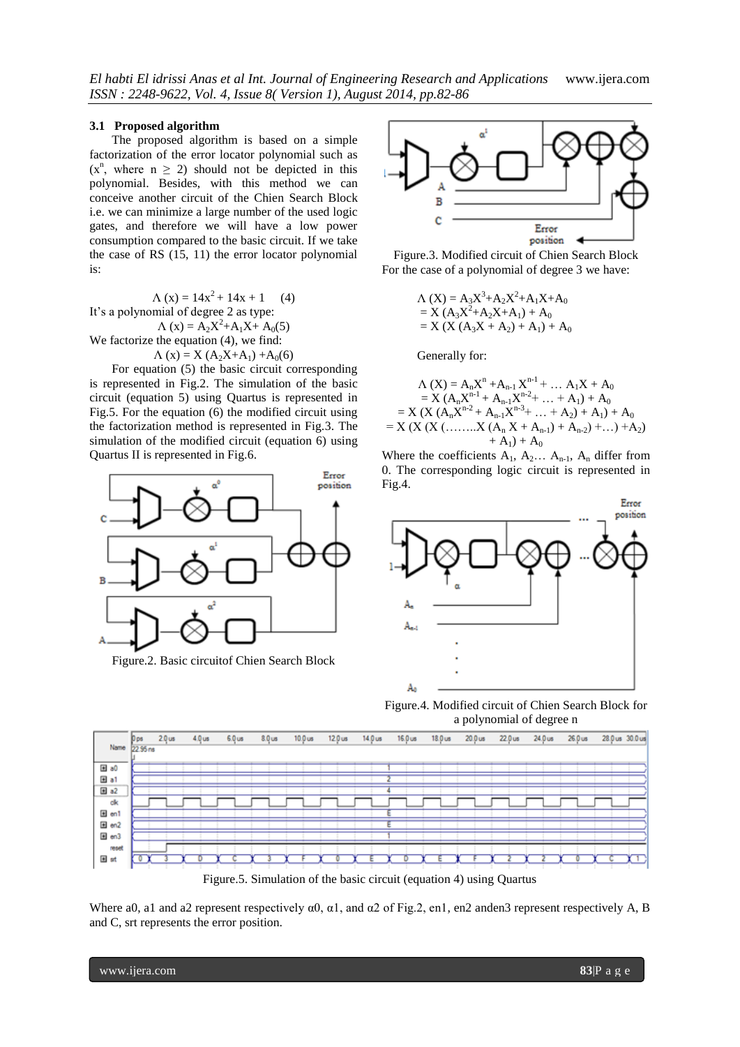### 3.1 Proposed algorithm

The proposed algorithm is based on a simple factorization of the error locator polynomial such as ($x^n$, where $n \geq 2$) should not be depicted in this polynomial. Besides, with this method we can conceive another circuit of the Chien Search Block i.e. we can minimize a large number of the used logic gates, and therefore we will have a low power consumption compared to the basic circuit. If we take the case of RS (15, 11) the error locator polynomial is:

$$\Lambda(x) = 14x^2 + 14x + 1 \quad (4)$$

It's a polynomial of degree 2 as type:

$$\Lambda(x) = A_2X^2 + A_1X + A_0 \quad (5)$$

We factorize the equation (4), we find:

$$\Lambda(x) = X(A_2X + A_1) + A_0 \quad (6)$$

For equation (5) the basic circuit corresponding is represented in Fig.2. The simulation of the basic circuit (equation 5) using Quartus is represented in Fig.5. For the equation (6) the modified circuit using the factorization method is represented in Fig.3. The simulation of the modified circuit (equation 6) using Quartus II is represented in Fig.6.

Figure.2. Basic circuitof Chien Search Block

Figure.3. Modified circuit of Chien Search Block

For the case of a polynomial of degree 3 we have:

$$\begin{aligned}\Lambda(X) &= A_3X^3 + A_2X^2 + A_1X + A_0 \\ &= X(A_3X^2 + A_2X + A_1) + A_0 \\ &= X(X(A_3X + A_2) + A_1) + A_0\end{aligned}$$

Generally for:

$$\begin{aligned}\Lambda(X) &= A_nX^n + A_{n-1}X^{n-1} + \dots A_1X + A_0 \\ &= X(A_nX^{n-1} + A_{n-1}X^{n-2} + \dots + A_1) + A_0 \\ &= X(X(A_nX^{n-2} + A_{n-1}X^{n-3} + \dots + A_2) + A_1) + A_0 \\ &= X(X(X(\dots\dots X(A_n X + A_{n-1}) + A_{n-2}) + \dots) + A_2) + A_1) + A_0\end{aligned}$$

Where the coefficients $A_1, A_2 \dots A_{n-1}, A_n$ differ from 0. The corresponding logic circuit is represented in Fig.4.

Figure.4. Modified circuit of Chien Search Block for a polynomial of degree n

Figure.5. Simulation of the basic circuit (equation 4) using Quartus

Where a0, a1 and a2 represent respectively $\alpha 0$, $\alpha 1$, and $\alpha 2$ of Fig.2, en1, en2 anden3 represent respectively A, B and C, srt represents the error position.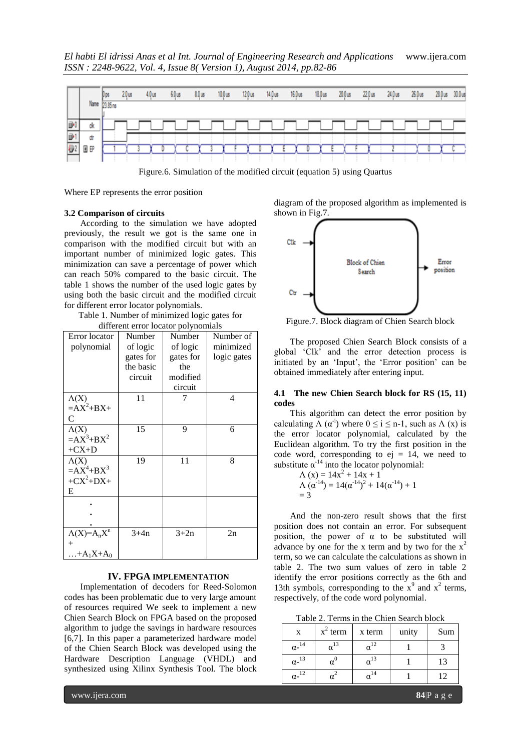Figure.6. Simulation of the modified circuit (equation 5) using Quartus

Where EP represents the error position

### 3.2 Comparison of circuits

According to the simulation we have adopted previously, the result we got is the same one in comparison with the modified circuit but with an important number of minimized logic gates. This minimization can save a percentage of power which can reach 50% compared to the basic circuit. The table 1 shows the number of the used logic gates by using both the basic circuit and the modified circuit for different error locator polynomials.

Table 1. Number of minimized logic gates for different error locator polynomials

| Error locator polynomial | Number of logic gates for the basic circuit | Number of logic gates for the modified circuit | Number of minimized logic gates |
|---|---|---|---|
| $\Lambda(X) = AX^2+BX+C$ | 11 | 7 | 4 |
| $\Lambda(X) = AX^3+BX^2+CX+D$ | 15 | 9 | 6 |
| $\Lambda(X) = AX^4+BX^3+CX^2+DX+E$ | 19 | 11 | 8 |
| . . . | | | |
| $\Lambda(X)=A_nX^n + \ldots+A_1X+A_0$ | 3+4n | 3+2n | 2n |

## IV. FPGA IMPLEMENTATION

Implementation of decoders for Reed-Solomon codes has been problematic due to very large amount of resources required We seek to implement a new Chien Search Block on FPGA based on the proposed algorithm to judge the savings in hardware resources [6,7]. In this paper a parameterized hardware model of the Chien Search Block was developed using the Hardware Description Language (VHDL) and synthesized using Xilinx Synthesis Tool. The block diagram of the proposed algorithm as implemented is shown in Fig.7.

Figure.7. Block diagram of Chien Search block

The proposed Chien Search Block consists of a global 'Clk' and the error detection process is initiated by an 'Input', the 'Error position' can be obtained immediately after entering input.

### 4.1 The new Chien Search block for RS (15, 11) codes

This algorithm can detect the error position by calculating $\Lambda(\alpha^{-i})$ where $0 \leq i \leq n-1$, such as $\Lambda(x)$ is the error locator polynomial, calculated by the Euclidean algorithm. To try the first position in the code word, corresponding to ej = 14, we need to substitute $\alpha^{-14}$ into the locator polynomial:

$$\Lambda(x) = 14x^2 + 14x + 1$$
$$\Lambda(\alpha^{-14}) = 14(\alpha^{-14})^2 + 14(\alpha^{-14}) + 1$$
$$= 3$$

And the non-zero result shows that the first position does not contain an error. For subsequent position, the power of α to be substituted will advance by one for the x term and by two for the $x^2$ term, so we can calculate the calculations as shown in table 2. The two sum values of zero in table 2 identify the error positions correctly as the 6th and 13th symbols, corresponding to the $x^9$ and $x^2$ terms, respectively, of the code word polynomial.

Table 2. Terms in the Chien Search block

| x | $x^2$ term | x term | unity | Sum |
|---|---|---|---|---|
| $\alpha^{-14}$ | $\alpha^{13}$ | $\alpha^{12}$ | 1 | 3 |
| $\alpha^{-13}$ | $\alpha^{0}$ | $\alpha^{13}$ | 1 | 13 |
| $\alpha^{-12}$ | $\alpha^{2}$ | $\alpha^{14}$ | 1 | 12 |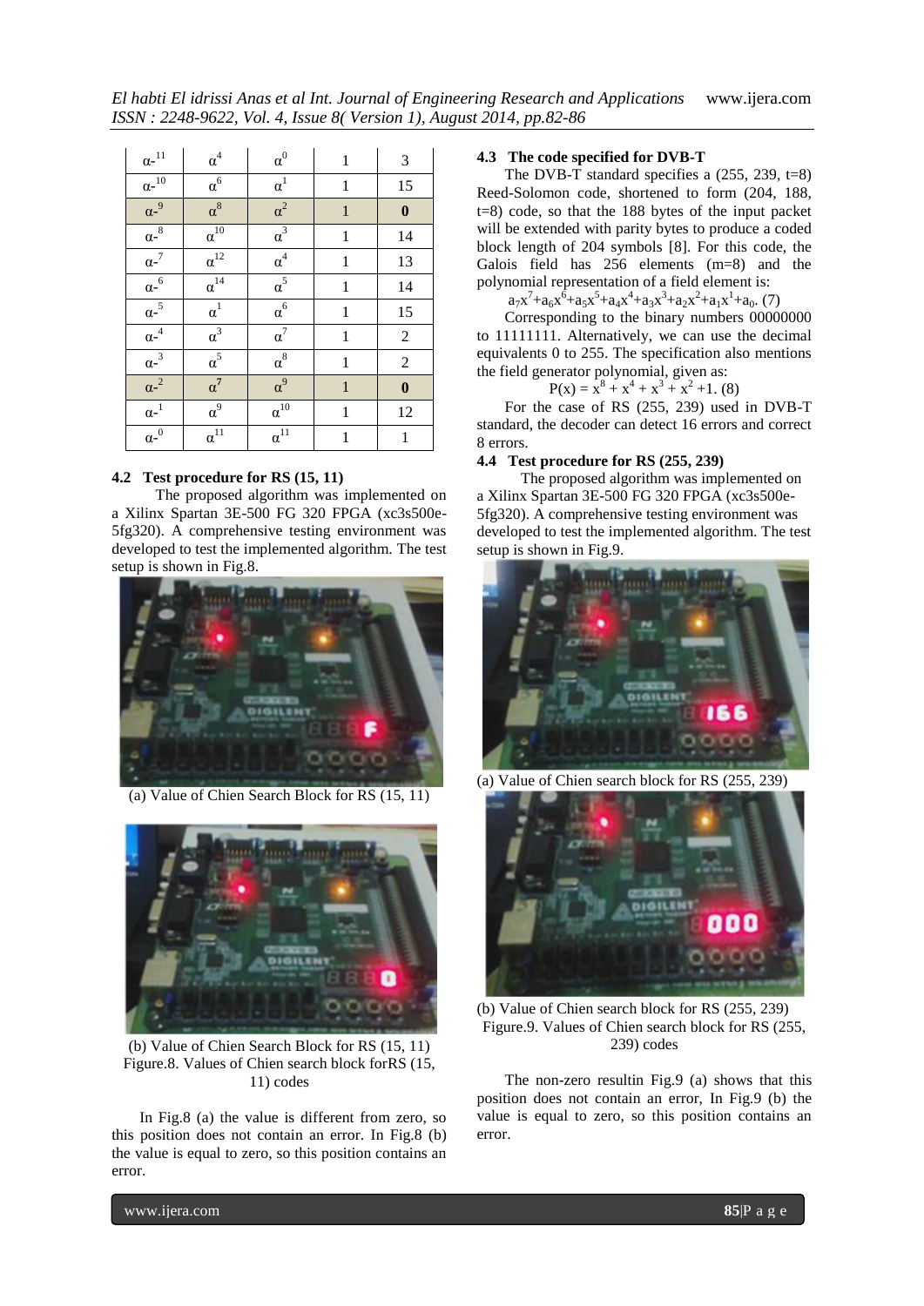| $\alpha^{-11}$ | $\alpha^4$ | $\alpha^0$ | 1 | 3 |
|---|---|---|---|---|
| $\alpha^{-10}$ | $\alpha^6$ | $\alpha^1$ | 1 | 15 |
| $\alpha^{-9}$ | $\alpha^8$ | $\alpha^2$ | 1 | **0** |
| $\alpha^{-8}$ | $\alpha^{10}$ | $\alpha^3$ | 1 | 14 |
| $\alpha^{-7}$ | $\alpha^{12}$ | $\alpha^4$ | 1 | 13 |
| $\alpha^{-6}$ | $\alpha^{14}$ | $\alpha^5$ | 1 | 14 |
| $\alpha^{-5}$ | $\alpha^1$ | $\alpha^6$ | 1 | 15 |
| $\alpha^{-4}$ | $\alpha^3$ | $\alpha^7$ | 1 | 2 |
| $\alpha^{-3}$ | $\alpha^5$ | $\alpha^8$ | 1 | 2 |
| $\alpha^{-2}$ | $\alpha^7$ | $\alpha^9$ | 1 | **0** |
| $\alpha^{-1}$ | $\alpha^9$ | $\alpha^{10}$ | 1 | 12 |
| $\alpha^{-0}$ | $\alpha^{11}$ | $\alpha^{11}$ | 1 | 1 |

### 4.2 Test procedure for RS (15, 11)

The proposed algorithm was implemented on a Xilinx Spartan 3E-500 FG 320 FPGA (xc3s500e-5fg320). A comprehensive testing environment was developed to test the implemented algorithm. The test setup is shown in Fig.8.

(a) Value of Chien Search Block for RS (15, 11)

(b) Value of Chien Search Block for RS (15, 11)

Figure.8. Values of Chien search block forRS (15, 11) codes

In Fig.8 (a) the value is different from zero, so this position does not contain an error. In Fig.8 (b) the value is equal to zero, so this position contains an error.

### 4.3 The code specified for DVB-T

The DVB-T standard specifies a (255, 239, t=8) Reed-Solomon code, shortened to form (204, 188, t=8) code, so that the 188 bytes of the input packet will be extended with parity bytes to produce a coded block length of 204 symbols [8]. For this code, the Galois field has 256 elements (m=8) and the polynomial representation of a field element is:

$$a_7x^7+a_6x^6+a_5x^5+a_4x^4+a_3x^3+a_2x^2+a_1x^1+a_0. \quad (7)$$

Corresponding to the binary numbers 00000000 to 11111111. Alternatively, we can use the decimal equivalents 0 to 255. The specification also mentions the field generator polynomial, given as:

$$P(x) = x^8 + x^4 + x^3 + x^2 +1. \quad (8)$$

For the case of RS (255, 239) used in DVB-T standard, the decoder can detect 16 errors and correct 8 errors.

### 4.4 Test procedure for RS (255, 239)

The proposed algorithm was implemented on a Xilinx Spartan 3E-500 FG 320 FPGA (xc3s500e-5fg320). A comprehensive testing environment was developed to test the implemented algorithm. The test setup is shown in Fig.9.

(a) Value of Chien search block for RS (255, 239)

(b) Value of Chien search block for RS (255, 239)

Figure.9. Values of Chien search block for RS (255, 239) codes

The non-zero resultin Fig.9 (a) shows that this position does not contain an error, In Fig.9 (b) the value is equal to zero, so this position contains an error.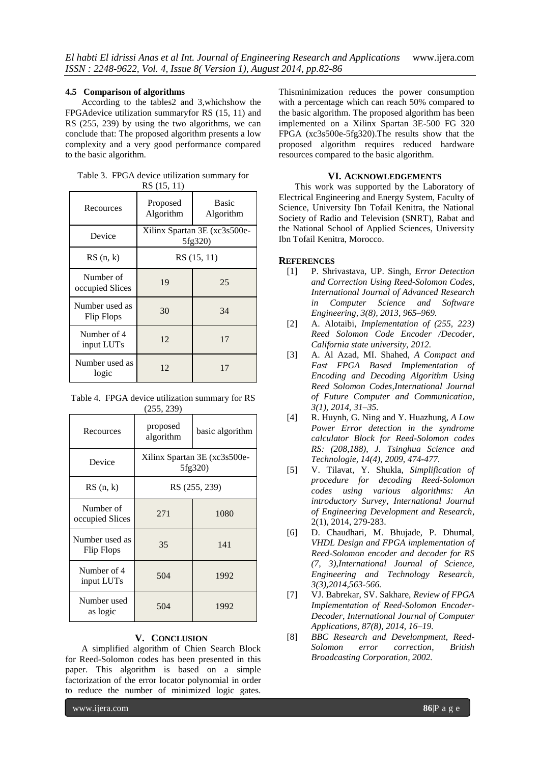### 4.5 Comparison of algorithms

According to the tables2 and 3,whichshow the FPGAdevice utilization summaryfor RS (15, 11) and RS (255, 239) by using the two algorithms, we can conclude that: The proposed algorithm presents a low complexity and a very good performance compared to the basic algorithm.

Table 3. FPGA device utilization summary for RS (15, 11)

| Recources | Proposed Algorithm | Basic Algorithm |
|---|---|---|
| Device | Xilinx Spartan 3E (xc3s500e-5fg320) | |
| RS (n, k) | RS (15, 11) | |
| Number of occupied Slices | 19 | 25 |
| Number used as Flip Flops | 30 | 34 |
| Number of 4 input LUTs | 12 | 17 |
| Number used as logic | 12 | 17 |

Table 4. FPGA device utilization summary for RS (255, 239)

| Recources | proposed algorithm | basic algorithm |
|---|---|---|
| Device | Xilinx Spartan 3E (xc3s500e-5fg320) | |
| RS (n, k) | RS (255, 239) | |
| Number of occupied Slices | 271 | 1080 |
| Number used as Flip Flops | 35 | 141 |
| Number of 4 input LUTs | 504 | 1992 |
| Number used as logic | 504 | 1992 |

## V. CONCLUSION

A simplified algorithm of Chien Search Block for Reed-Solomon codes has been presented in this paper. This algorithm is based on a simple factorization of the error locator polynomial in order to reduce the number of minimized logic gates. Thisminimization reduces the power consumption with a percentage which can reach 50% compared to the basic algorithm. The proposed algorithm has been implemented on a Xilinx Spartan 3E-500 FG 320 FPGA (xc3s500e-5fg320).The results show that the proposed algorithm requires reduced hardware resources compared to the basic algorithm.

## VI. ACKNOWLEDGEMENTS

This work was supported by the Laboratory of Electrical Engineering and Energy System, Faculty of Science, University Ibn Tofail Kenitra, the National Society of Radio and Television (SNRT), Rabat and the National School of Applied Sciences, University Ibn Tofail Kenitra, Morocco.

## REFERENCES

[1] P. Shrivastava, UP. Singh, *Error Detection and Correction Using Reed-Solomon Codes, International Journal of Advanced Research in Computer Science and Software Engineering, 3(8), 2013, 965–969.*

[2] A. Alotaibi, *Implementation of (255, 223) Reed Solomon Code Encoder /Decoder*, *California state university, 2012.*

[3] A. Al Azad, MI. Shahed, *A Compact and Fast FPGA Based Implementation of Encoding and Decoding Algorithm Using Reed Solomon Codes,International Journal of Future Computer and Communication, 3(1), 2014, 31–35.*

[4] R. Huynh, G. Ning and Y. Huazhung, *A Low Power Error detection in the syndrome calculator Block for Reed-Solomon codes RS: (208,188), J. Tsinghua Science and Technologie, 14(4), 2009, 474-477.*

[5] V. Tilavat, Y. Shukla, *Simplification of procedure for decoding Reed-Solomon codes using various algorithms: An introductory Survey*, *International Journal of Engineering Development and Research*, 2(1), 2014, 279-283.

[6] D. Chaudhari, M. Bhujade, P. Dhumal, *VHDL Design and FPGA implementation of Reed-Solomon encoder and decoder for RS (7, 3),International Journal of Science, Engineering and Technology Research, 3(3),2014,563-566.*

[7] VJ. Babrekar, SV. Sakhare, *Review of FPGA Implementation of Reed-Solomon Encoder-Decoder*, *International Journal of Computer Applications, 87(8), 2014, 16–19.*

[8] *BBC Research and Develompment, Reed-Solomon error correction*, *British Broadcasting Corporation, 2002.*